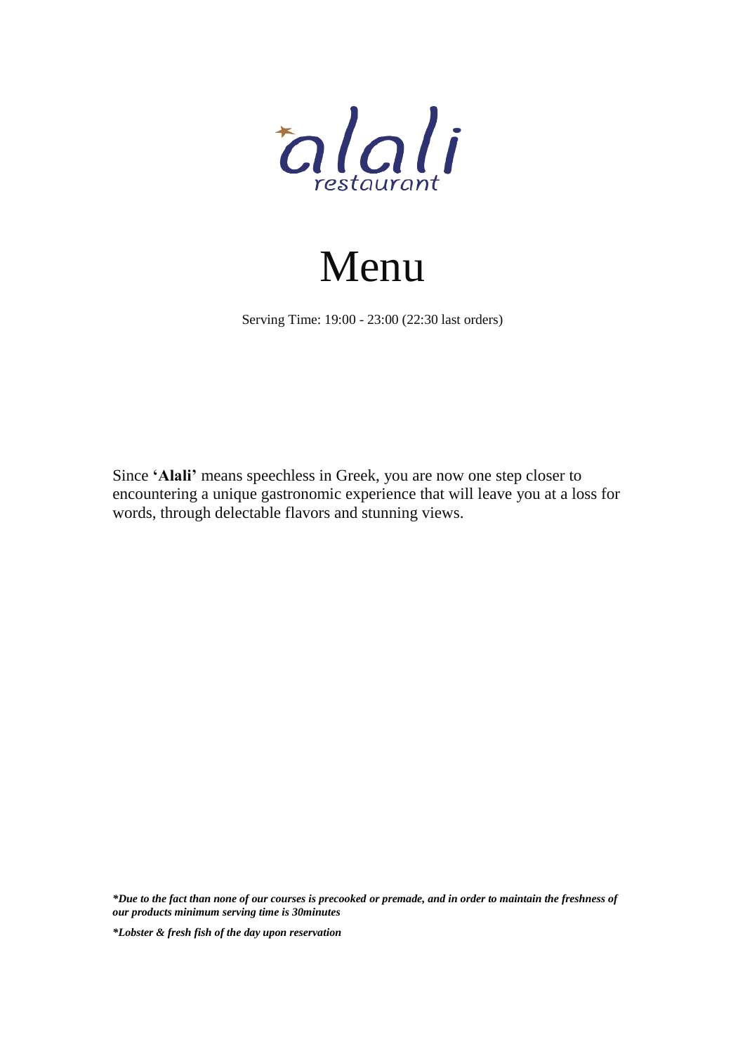alali
restaurant

# Menu

Serving Time: 19:00 - 23:00 (22:30 last orders)

Since **'Alali'** means speechless in Greek, you are now one step closer to encountering a unique gastronomic experience that will leave you at a loss for words, through delectable flavors and stunning views.

***Due to the fact than none of our courses is precooked or premade, and in order to maintain the freshness of our products minimum serving time is 30minutes***

***Lobster & fresh fish of the day upon reservation***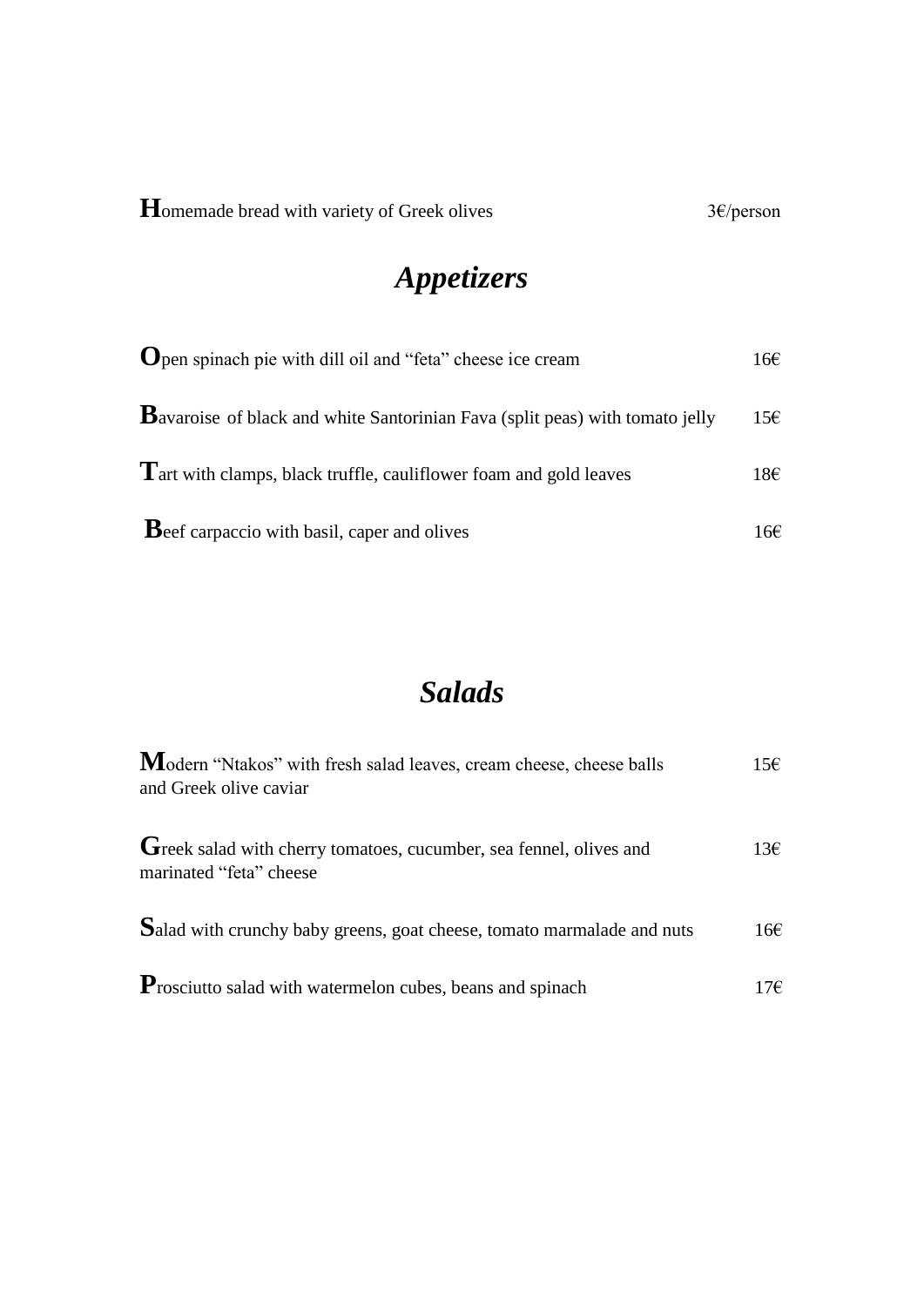**H**omemade bread with variety of Greek olives 3€/person

## *Appetizers*

**O**pen spinach pie with dill oil and "feta" cheese ice cream 16€

**B**avaroise of black and white Santorinian Fava (split peas) with tomato jelly 15€

**T**art with clamps, black truffle, cauliflower foam and gold leaves 18€

**B**eef carpaccio with basil, caper and olives 16€

## *Salads*

**M**odern "Ntakos" with fresh salad leaves, cream cheese, cheese balls and Greek olive caviar 15€

**G**reek salad with cherry tomatoes, cucumber, sea fennel, olives and marinated "feta" cheese 13€

**S**alad with crunchy baby greens, goat cheese, tomato marmalade and nuts 16€

**P**rosciutto salad with watermelon cubes, beans and spinach 17€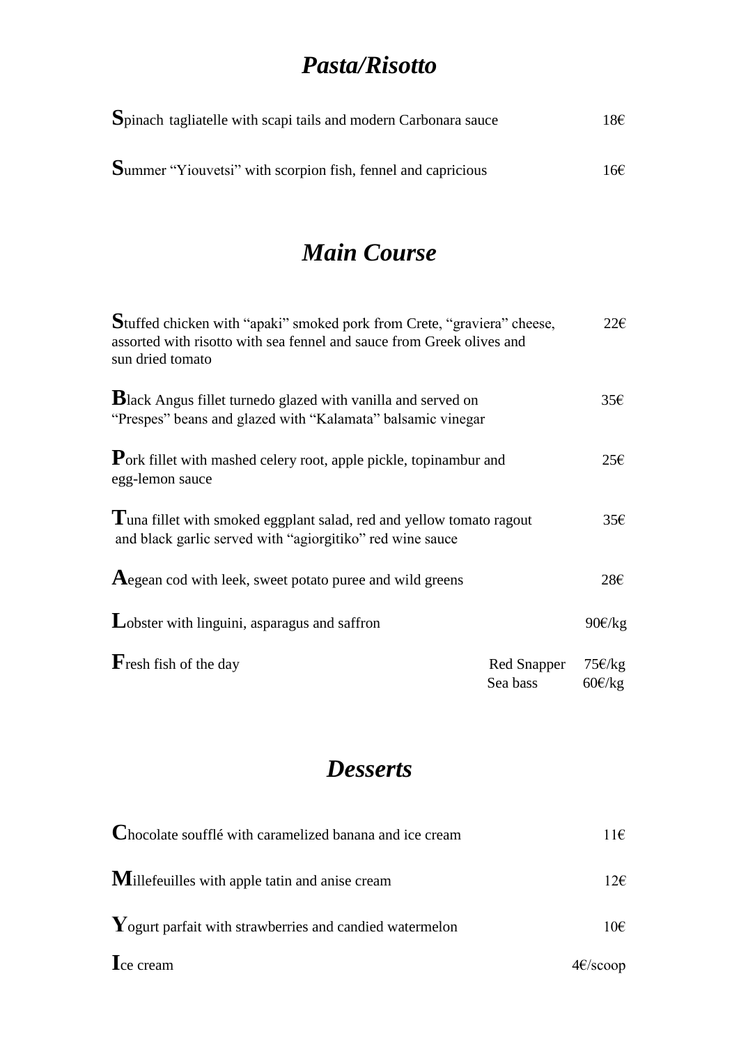## *Pasta/Risotto*

| | |
|---|---|
| **S**pinach tagliatelle with scapi tails and modern Carbonara sauce | 18€ |
| **S**ummer "Yiouvetsi" with scorpion fish, fennel and capricious | 16€ |

## *Main Course*

| | | |
|---|---|---|
| **S**tuffed chicken with "apaki" smoked pork from Crete, "graviera" cheese, assorted with risotto with sea fennel and sauce from Greek olives and sun dried tomato | | 22€ |
| **B**lack Angus fillet turnedo glazed with vanilla and served on "Prespes" beans and glazed with "Kalamata" balsamic vinegar | | 35€ |
| **P**ork fillet with mashed celery root, apple pickle, topinambur and egg-lemon sauce | | 25€ |
| **T**una fillet with smoked eggplant salad, red and yellow tomato ragout and black garlic served with "agiorgitiko" red wine sauce | | 35€ |
| **A**egean cod with leek, sweet potato puree and wild greens | | 28€ |
| **L**obster with linguini, asparagus and saffron | | 90€/kg |
| **F**resh fish of the day | Red Snapper | 75€/kg |
| | Sea bass | 60€/kg |

## *Desserts*

| | |
|---|---|
| **C**hocolate soufflé with caramelized banana and ice cream | 11€ |
| **M**illefeuilles with apple tatin and anise cream | 12€ |
| **Y**ogurt parfait with strawberries and candied watermelon | 10€ |
| **I**ce cream | 4€/scoop |